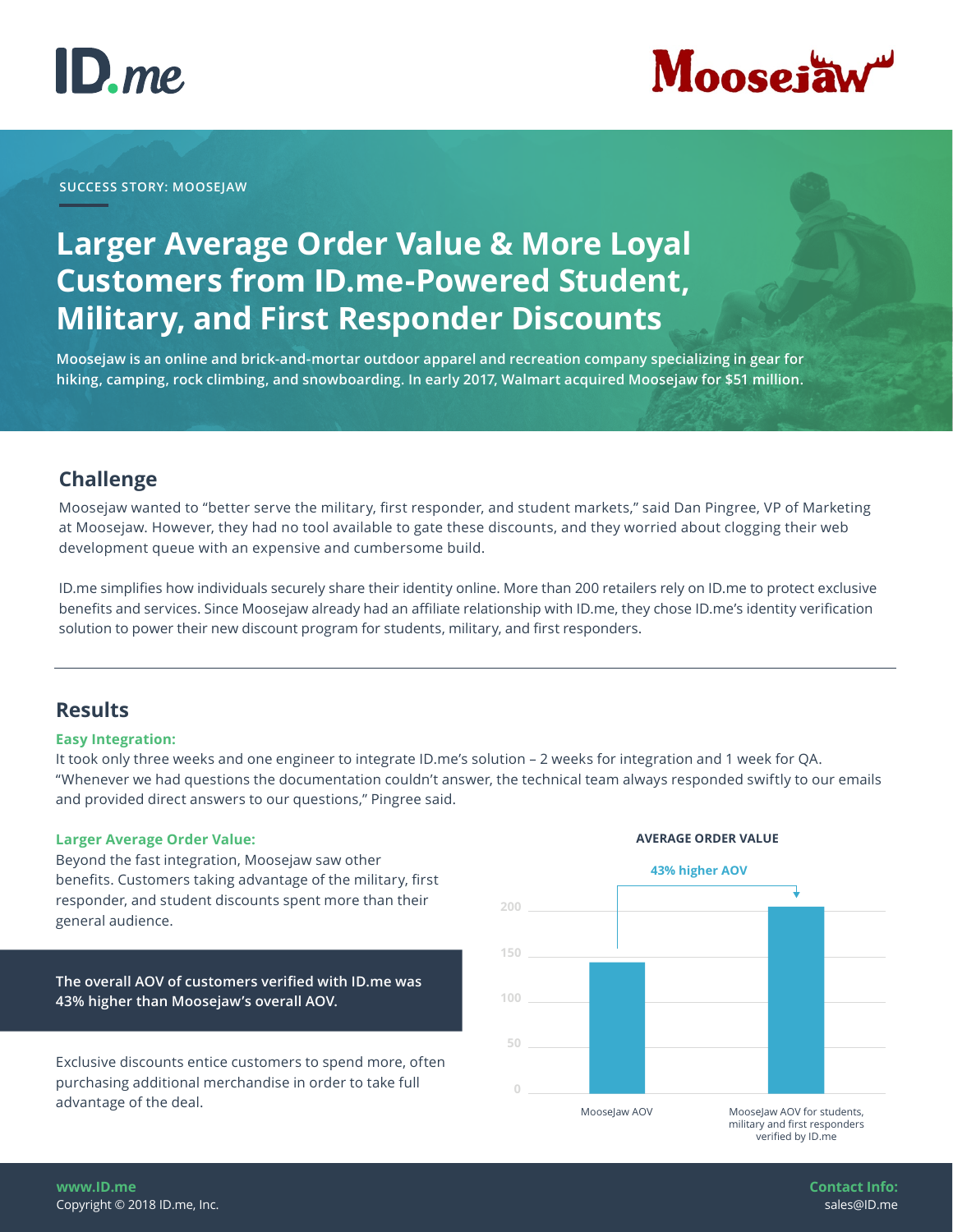ID.me

Moosejaw

SUCCESS STORY: MOOSEJAW

# Larger Average Order Value & More Loyal Customers from ID.me-Powered Student, Military, and First Responder Discounts

**Moosejaw is an online and brick-and-mortar outdoor apparel and recreation company specializing in gear for hiking, camping, rock climbing, and snowboarding. In early 2017, Walmart acquired Moosejaw for $51 million.**

## Challenge

Moosejaw wanted to "better serve the military, first responder, and student markets," said Dan Pingree, VP of Marketing at Moosejaw. However, they had no tool available to gate these discounts, and they worried about clogging their web development queue with an expensive and cumbersome build.

ID.me simplifies how individuals securely share their identity online. More than 200 retailers rely on ID.me to protect exclusive benefits and services. Since Moosejaw already had an affiliate relationship with ID.me, they chose ID.me's identity verification solution to power their new discount program for students, military, and first responders.

---

## Results

### Easy Integration:

It took only three weeks and one engineer to integrate ID.me's solution – 2 weeks for integration and 1 week for QA. "Whenever we had questions the documentation couldn't answer, the technical team always responded swiftly to our emails and provided direct answers to our questions," Pingree said.

### Larger Average Order Value:

Beyond the fast integration, Moosejaw saw other benefits. Customers taking advantage of the military, first responder, and student discounts spent more than their general audience.

**The overall AOV of customers verified with ID.me was 43% higher than Moosejaw's overall AOV.**

Exclusive discounts entice customers to spend more, often purchasing additional merchandise in order to take full advantage of the deal.

**AVERAGE ORDER VALUE**

43% higher AOV

| | Average Order Value |
|---|---|
| MooseJaw AOV | ~143 |
| MooseJaw AOV for students, military and first responders verified by ID.me | ~205 |

www.ID.me
Copyright © 2018 ID.me, Inc.

Contact Info:
sales@ID.me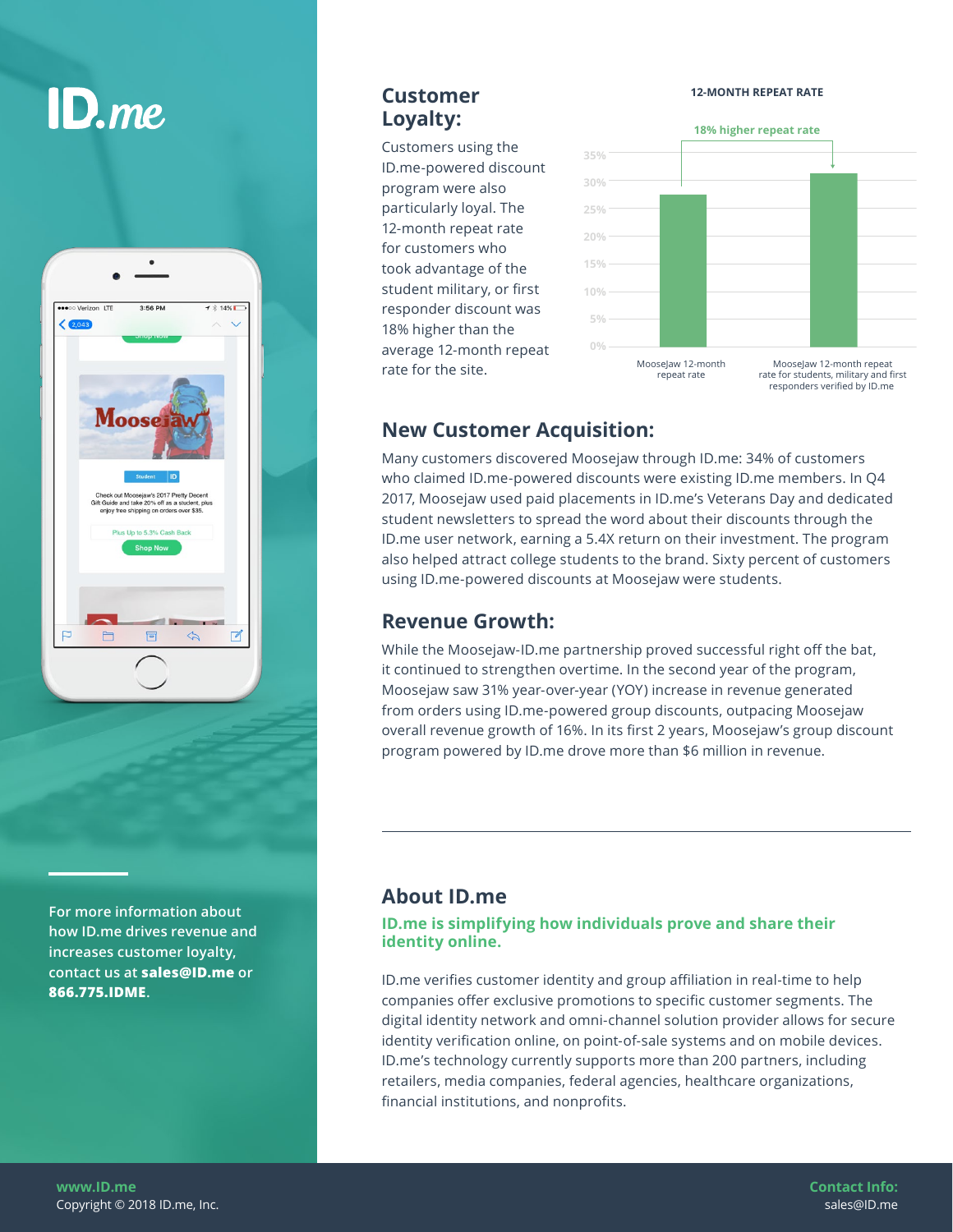ID.me

## Customer Loyalty:

Customers using the ID.me-powered discount program were also particularly loyal. The 12-month repeat rate for customers who took advantage of the student military, or first responder discount was 18% higher than the average 12-month repeat rate for the site.

12-MONTH REPEAT RATE

18% higher repeat rate

35%
30%
25%
20%
15%
10%
5%
0%

Moosejaw 12-month repeat rate

Moosejaw 12-month repeat rate for students, military and first responders verified by ID.me

## New Customer Acquisition:

Many customers discovered Moosejaw through ID.me: 34% of customers who claimed ID.me-powered discounts were existing ID.me members. In Q4 2017, Moosejaw used paid placements in ID.me's Veterans Day and dedicated student newsletters to spread the word about their discounts through the ID.me user network, earning a 5.4X return on their investment. The program also helped attract college students to the brand. Sixty percent of customers using ID.me-powered discounts at Moosejaw were students.

## Revenue Growth:

While the Moosejaw-ID.me partnership proved successful right off the bat, it continued to strengthen overtime. In the second year of the program, Moosejaw saw 31% year-over-year (YOY) increase in revenue generated from orders using ID.me-powered group discounts, outpacing Moosejaw overall revenue growth of 16%. In its first 2 years, Moosejaw's group discount program powered by ID.me drove more than $6 million in revenue.

For more information about how ID.me drives revenue and increases customer loyalty, contact us at **sales@ID.me** or **866.775.IDME**.

## About ID.me

### ID.me is simplifying how individuals prove and share their identity online.

ID.me verifies customer identity and group affiliation in real-time to help companies offer exclusive promotions to specific customer segments. The digital identity network and omni-channel solution provider allows for secure identity verification online, on point-of-sale systems and on mobile devices. ID.me's technology currently supports more than 200 partners, including retailers, media companies, federal agencies, healthcare organizations, financial institutions, and nonprofits.

www.ID.me
Copyright © 2018 ID.me, Inc.

Contact Info:
sales@ID.me